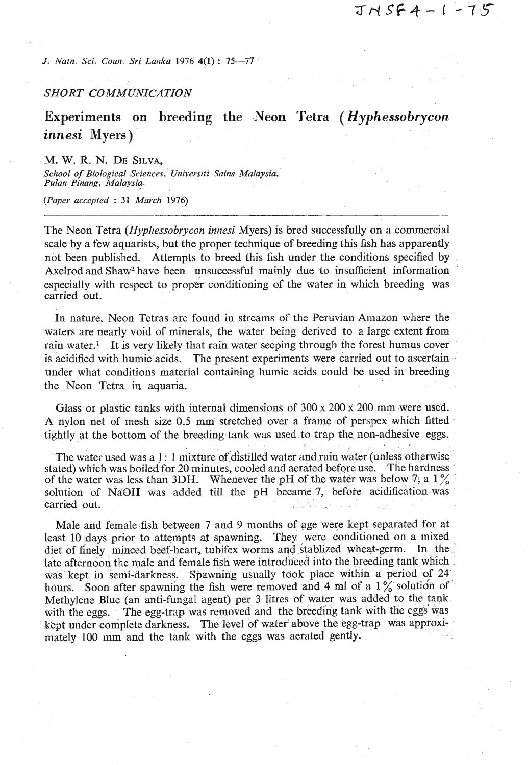SHORT COMMUNICATION

# Experiments on breeding the Neon Tetra (*Hyphessobrycon innesi* Myers)

M. W. R. N. De Silva,

*School of Biological Sciences, Universiti Sains Malaysia, Pulan Pinang, Malaysia.*

(*Paper accepted* : 31 *March* 1976)

---

The Neon Tetra (*Hyphessobrycon innesi* Myers) is bred successfully on a commercial scale by a few aquarists, but the proper technique of breeding this fish has apparently not been published. Attempts to breed this fish under the conditions specified by Axelrod and Shaw[2] have been unsuccessful mainly due to insufficient information especially with respect to proper conditioning of the water in which breeding was carried out.

In nature, Neon Tetras are found in streams of the Peruvian Amazon where the waters are nearly void of minerals, the water being derived to a large extent from rain water.[1] It is very likely that rain water seeping through the forest humus cover is acidified with humic acids. The present experiments were carried out to ascertain under what conditions material containing humic acids could be used in breeding the Neon Tetra in aquaria.

Glass or plastic tanks with internal dimensions of 300 x 200 x 200 mm were used. A nylon net of mesh size 0.5 mm stretched over a frame of perspex which fitted tightly at the bottom of the breeding tank was used to trap the non-adhesive eggs.

The water used was a 1 : 1 mixture of distilled water and rain water (unless otherwise stated) which was boiled for 20 minutes, cooled and aerated before use. The hardness of the water was less than 3DH. Whenever the pH of the water was below 7, a 1% solution of NaOH was added till the pH became 7, before acidification was carried out.

Male and female fish between 7 and 9 months of age were kept separated for at least 10 days prior to attempts at spawning. They were conditioned on a mixed diet of finely minced beef-heart, tubifex worms and stablized wheat-germ. In the late afternoon the male and female fish were introduced into the breeding tank which was kept in semi-darkness. Spawning usually took place within a period of 24 hours. Soon after spawning the fish were removed and 4 ml of a 1% solution of Methylene Blue (an anti-fungal agent) per 3 litres of water was added to the tank with the eggs. The egg-trap was removed and the breeding tank with the eggs was kept under complete darkness. The level of water above the egg-trap was approximately 100 mm and the tank with the eggs was aerated gently.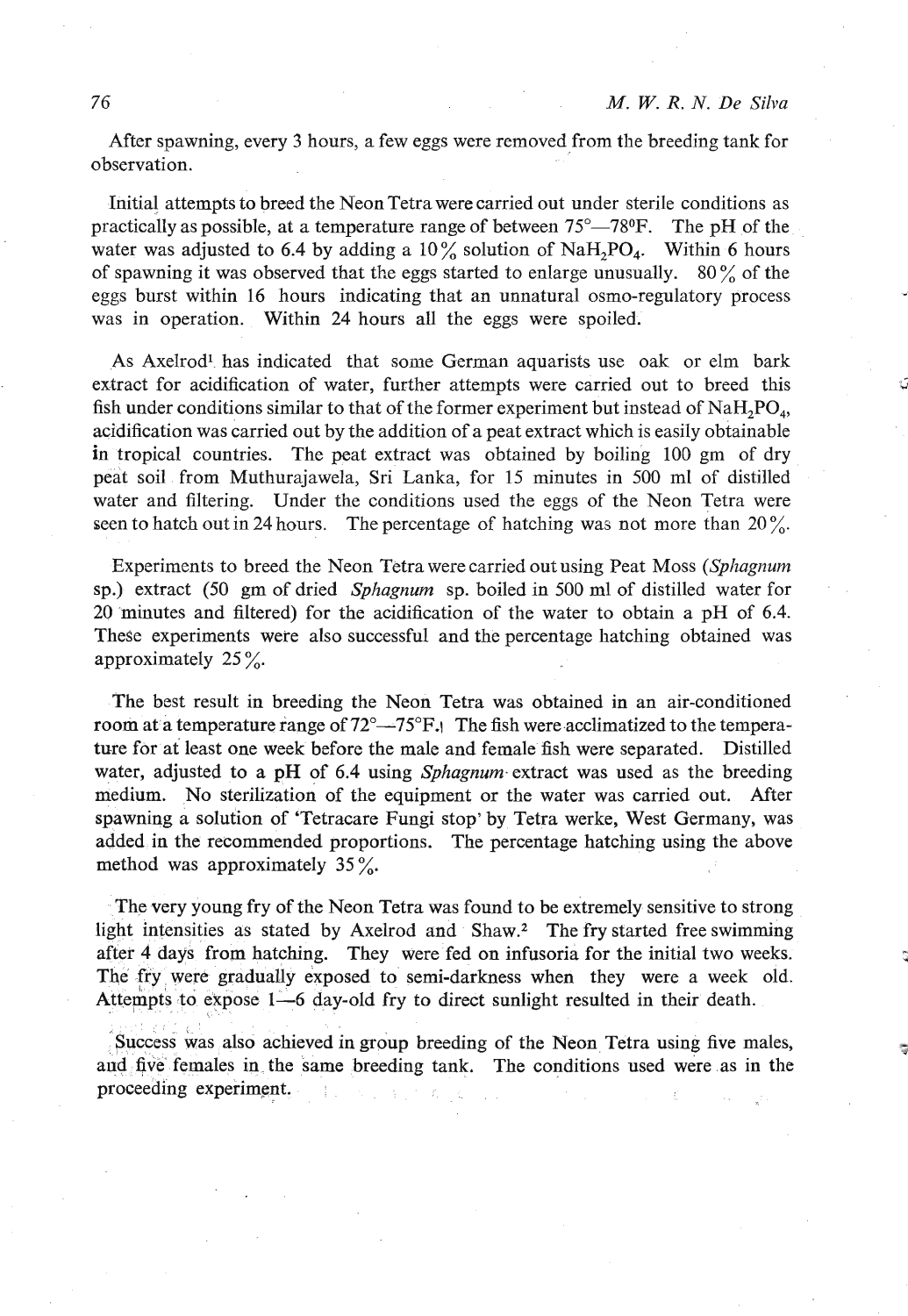After spawning, every 3 hours, a few eggs were removed from the breeding tank for observation.

Initial attempts to breed the Neon Tetra were carried out under sterile conditions as practically as possible, at a temperature range of between 75°—78°F. The pH of the water was adjusted to 6.4 by adding a 10% solution of $NaH_2PO_4$. Within 6 hours of spawning it was observed that the eggs started to enlarge unusually. 80% of the eggs burst within 16 hours indicating that an unnatural osmo-regulatory process was in operation. Within 24 hours all the eggs were spoiled.

As Axelrod[1] has indicated that some German aquarists use oak or elm bark extract for acidification of water, further attempts were carried out to breed this fish under conditions similar to that of the former experiment but instead of $NaH_2PO_4$, acidification was carried out by the addition of a peat extract which is easily obtainable in tropical countries. The peat extract was obtained by boiling 100 gm of dry peat soil from Muthurajawela, Sri Lanka, for 15 minutes in 500 ml of distilled water and filtering. Under the conditions used the eggs of the Neon Tetra were seen to hatch out in 24 hours. The percentage of hatching was not more than 20%.

Experiments to breed the Neon Tetra were carried out using Peat Moss (*Sphagnum* sp.) extract (50 gm of dried *Sphagnum* sp. boiled in 500 ml of distilled water for 20 minutes and filtered) for the acidification of the water to obtain a pH of 6.4. These experiments were also successful and the percentage hatching obtained was approximately 25%.

The best result in breeding the Neon Tetra was obtained in an air-conditioned room at a temperature range of 72°—75°F. The fish were acclimatized to the temperature for at least one week before the male and female fish were separated. Distilled water, adjusted to a pH of 6.4 using *Sphagnum* extract was used as the breeding medium. No sterilization of the equipment or the water was carried out. After spawning a solution of 'Tetracare Fungi stop' by Tetra werke, West Germany, was added in the recommended proportions. The percentage hatching using the above method was approximately 35%.

The very young fry of the Neon Tetra was found to be extremely sensitive to strong light intensities as stated by Axelrod and Shaw.[2] The fry started free swimming after 4 days from hatching. They were fed on infusoria for the initial two weeks. The fry were gradually exposed to semi-darkness when they were a week old. Attempts to expose 1—6 day-old fry to direct sunlight resulted in their death.

Success was also achieved in group breeding of the Neon Tetra using five males, and five females in the same breeding tank. The conditions used were as in the proceeding experiment.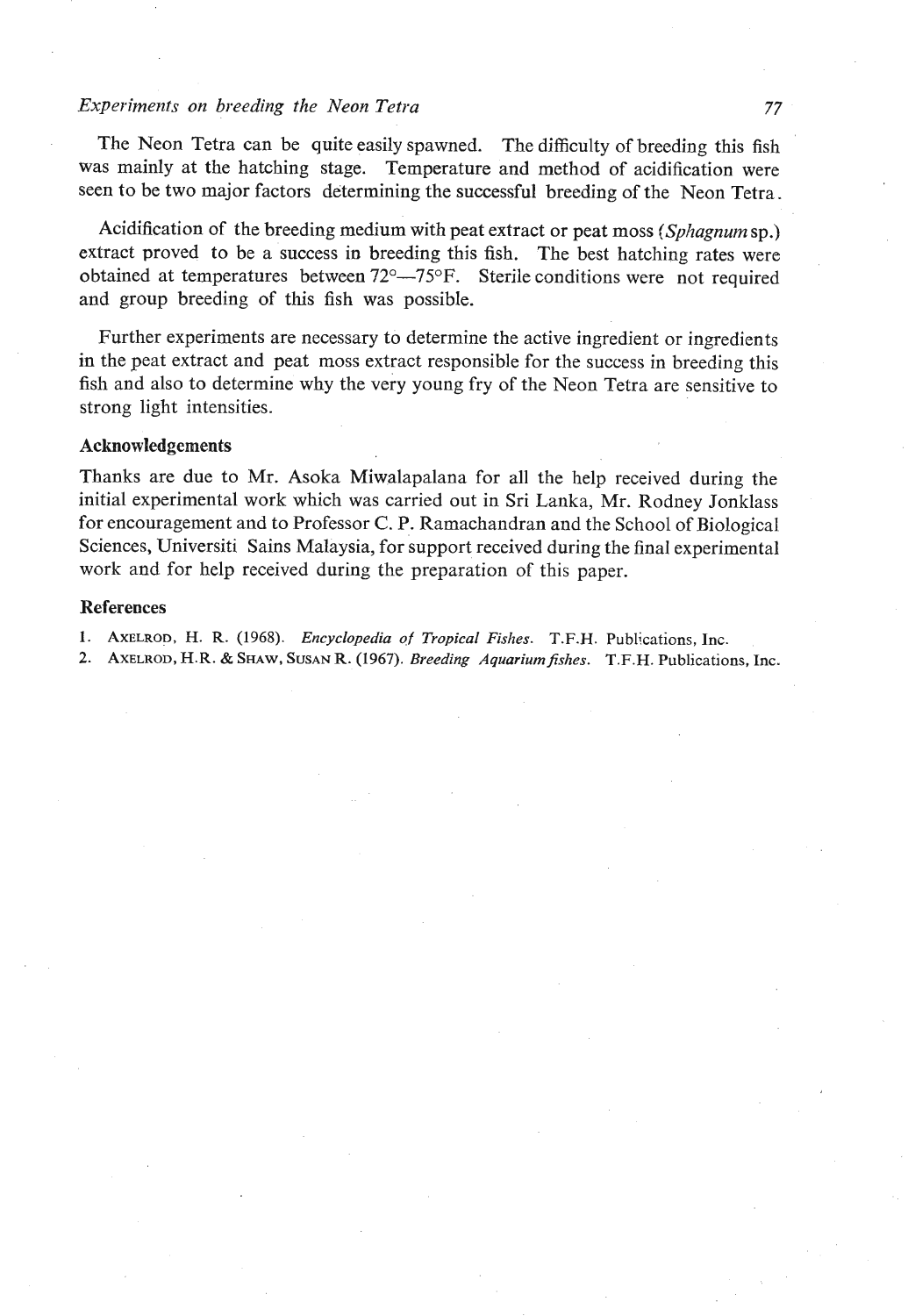The Neon Tetra can be quite easily spawned. The difficulty of breeding this fish was mainly at the hatching stage. Temperature and method of acidification were seen to be two major factors determining the successful breeding of the Neon Tetra.

Acidification of the breeding medium with peat extract or peat moss (*Sphagnum* sp.) extract proved to be a success in breeding this fish. The best hatching rates were obtained at temperatures between 72°—75°F. Sterile conditions were not required and group breeding of this fish was possible.

Further experiments are necessary to determine the active ingredient or ingredients in the peat extract and peat moss extract responsible for the success in breeding this fish and also to determine why the very young fry of the Neon Tetra are sensitive to strong light intensities.

## Acknowledgements

Thanks are due to Mr. Asoka Miwalapalana for all the help received during the initial experimental work which was carried out in Sri Lanka, Mr. Rodney Jonklass for encouragement and to Professor C. P. Ramachandran and the School of Biological Sciences, Universiti Sains Malaysia, for support received during the final experimental work and for help received during the preparation of this paper.

## References

1. AXELROD, H. R. (1968). *Encyclopedia of Tropical Fishes*. T.F.H. Publications, Inc.
2. AXELROD, H.R. & SHAW, SUSAN R. (1967). *Breeding Aquarium fishes*. T.F.H. Publications, Inc.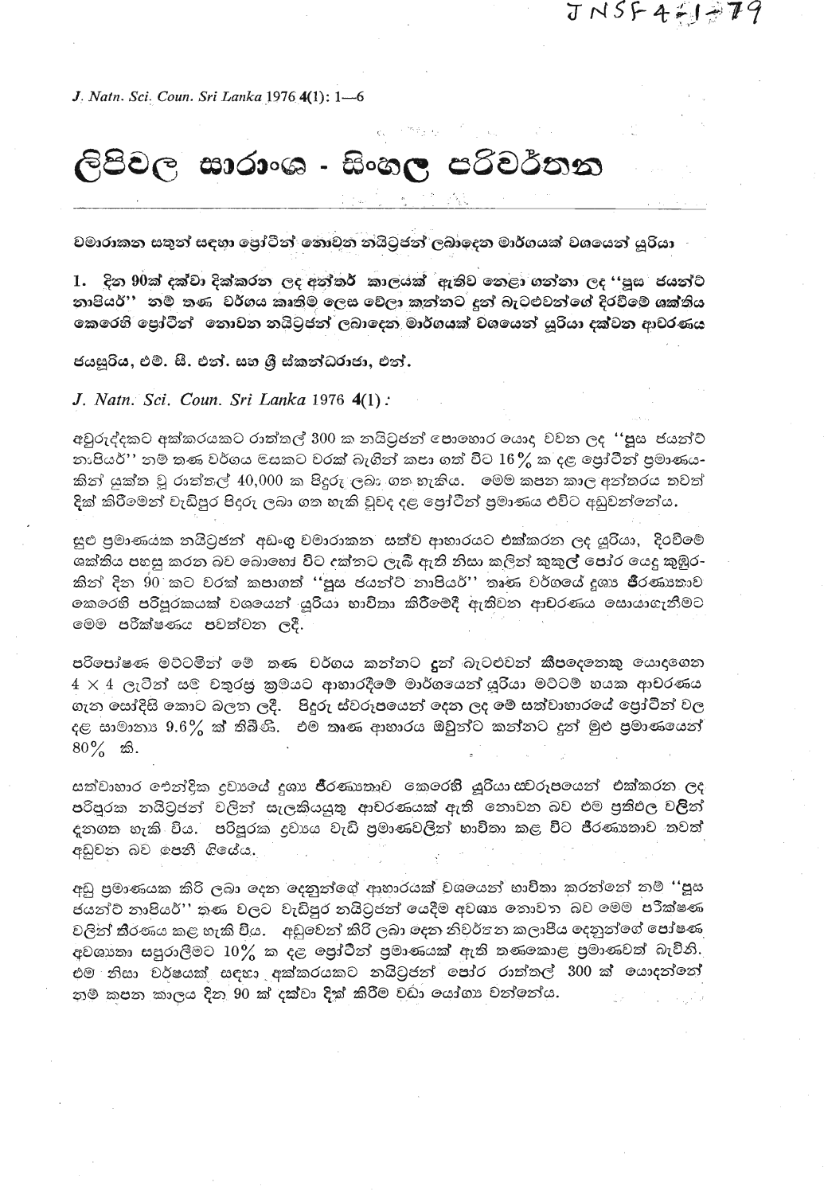# ලිපිවල සාරාංශ - සිංහල පරිවර්තන

**වමාරාකන සතුන් සඳහා ප්‍රෝටීන් නොවන නයිට්‍රජන් ලබාදෙන මාර්ගයක් වශයෙන් යූරියා**

**1. දින 90ක් දක්වා දික්කරන ලද අන්තර් කාලයක් ඇතිව නෙලා ගන්නා ලද "පූස ජයන්ට් නාපියර්" නම් තණ වර්ගය කෘතිම ලෙස වේලා කන්නට දුන් බැටළුවන්ගේ දිරවීමේ ශක්තිය කෙරෙහි ප්‍රෝටීන් නොවන නයිට්‍රජන් ලබාදෙන මාර්ගයක් වශයෙන් යූරියා දක්වන ආවරණය**

**ජයසූරිය, එම්. සී. එන්. සහ ශ්‍රී ස්කන්ධරාජා, එන්.**

*J. Natn. Sci. Coun. Sri Lanka* 1976 **4**(1):

අවුරුද්දකට අක්කරයකට රාත්තල් 300 ක නයිට්‍රජන් පොහොර යොද වවන ලද "පූස ජයන්ට් නාපියර්" නම් තණ වර්ගය සැකට වරක් බැගින් කපා ගත් විට 16% ක දළ ප්‍රෝටීන් ප්‍රමාණයකින් යුක්ත වූ රාත්තල් 40,000 ක පිදුරු ලබා ගත හැකිය. මෙම කපන කාල අන්තරය තවත් දික් කිරීමෙන් වැඩිපුර පිදුරු ලබා ගත හැකි වූවද දළ ප්‍රෝටීන් ප්‍රමාණය එවිට අඩුවන්නේය.

සුළු ප්‍රමාණයක නයිට්‍රජන් අඩංගු වමාරාකන සත්ව ආහාරයට එක්කරන ලද යූරියා, දිරවීමේ ශක්තිය පහසු කරන බව බොහෝ විට දක්නට ලැබී ඇති නිසා කලින් කුකුල් පොර යෙදූ කුඹුරකින් දින 90 කට වරක් කපාගත් "පූස ජයන්ට් නාපියර්" තෘණ වර්ගයේ ද්‍රව්‍ය ජීරණ්‍යතාව කෙරෙහි පරිපූරකයක් වශයෙන් යූරියා භාවිතා කිරීමේදී ඇතිවන ආවරණය සොයාගැනීමට මෙම පරීක්ෂණය පවත්වන ලදී.

පරිපෝෂණ මට්ටමින් මේ තණ වර්ගය කන්නට දුන් බැටළුවන් කීපදෙනෙකු යොදගෙන 4 × 4 ලැටින් සම් චතුරස්‍ර ක්‍රමයට ආහාරදීමේ මාර්ගයෙන් යූරියා මට්ටම් හයක ආවරණය ගැන සෝදිසි කොට බලන ලදී. පිදුරු ස්වරූපයෙන් දෙන ලද මේ සත්වාහාරයේ ප්‍රෝටීන් වල දළ සාමාන්‍ය 9.6% ක් තිබිණි. එම තෘණ ආහාරය ඔවුන්ට කන්නට දුන් මුළු ප්‍රමාණයෙන් 80% කි.

සත්වාහාර ඓන්ද්‍රික ද්‍රව්‍යයේ ද්‍රව්‍ය ජීරණ්‍යතාව කෙරෙහි යූරියා ස්වරූපයෙන් එක්කරන ලද පරිපූරක නයිට්‍රජන් වලින් සැලකියයුතු ආවරණයක් ඇති නොවන බව එම ප්‍රතිඵල වලින් දනගත හැකි විය. පරිපූරක ද්‍රව්‍යය වැඩි ප්‍රමාණවලින් භාවිතා කළ විට ජීරණ්‍යතාව තවත් අඩුවන බව පෙනී ගියේය.

අඩු ප්‍රමාණයක කිරි ලබා දෙන දෙනුන්ගේ ආහාරයක් වශයෙන් භාවිතා කරන්නේ නම් "පූස ජයන්ට් නාපියර්" තණ වලට වැඩිපුර නයිට්‍රජන් යෙදීම අවශ්‍ය නොවන බව මෙම පරීක්ෂණ වලින් තීරණය කළ හැකි විය. අඩුවෙන් කිරි ලබා දෙන නිවර්තන කලාපීය දෙනුන්ගේ පෝෂණ අවශ්‍යතා සපුරාලීමට 10% ක දළ ප්‍රෝටීන් ප්‍රමාණයක් ඇති තණකොළ ප්‍රමාණවත් බැවිනි. එම නිසා වර්ෂයක් සඳහා අක්කරයකට නයිට්‍රජන් පොර රාත්තල් 300 ක් යොදන්නේ නම් කපන කාලය දින 90 ක් දක්වා දික් කිරීම වඩා යෝග්‍ය වන්නේය.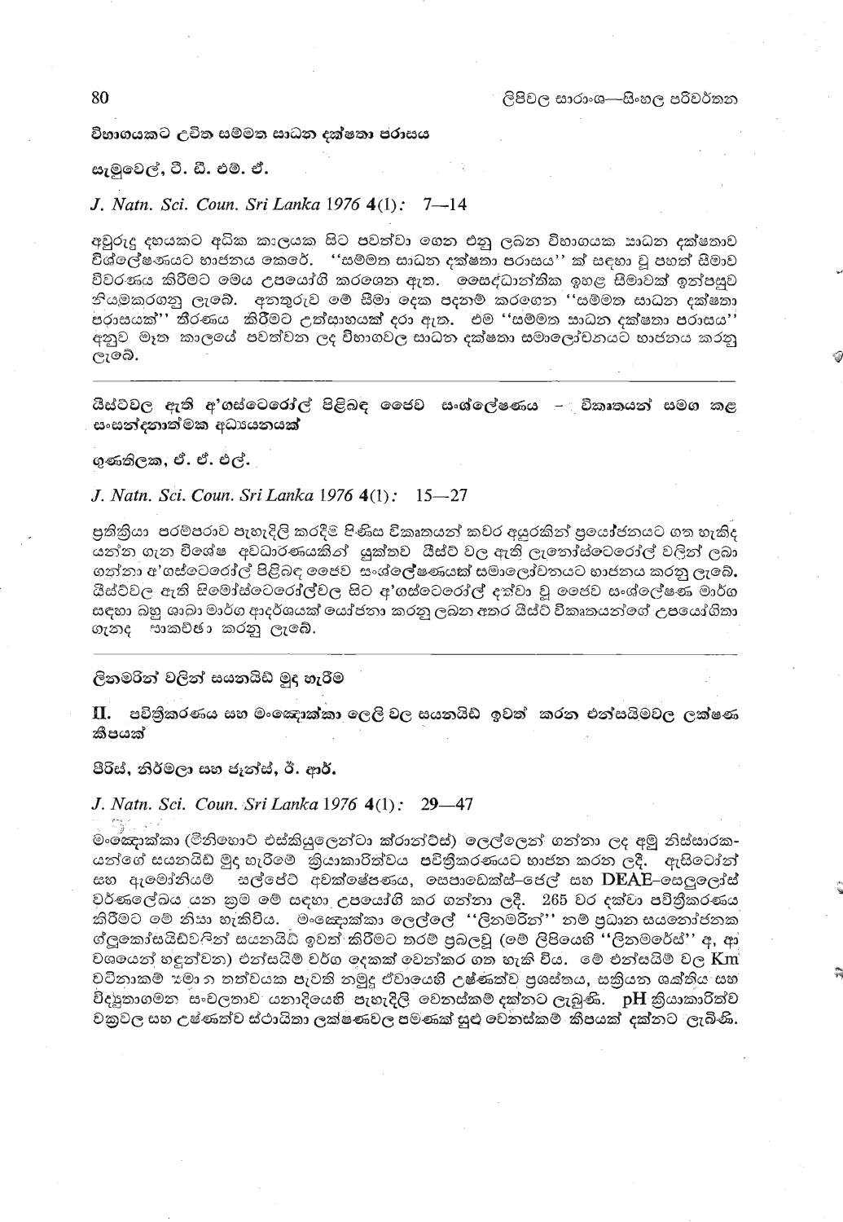**විභාගයකට උචිත සම්මත සාධන දක්ෂතා පරාසය**

**සැමුවෙල්, ටී. ඩී. එම්. ඒ.**

*J. Natn. Sci. Coun. Sri Lanka* 1976 **4**(1): 7—14

අවුරුදු දහයකට අධික කාලයක සිට පවත්වා ගෙන එනු ලබන විභාගයක සාධන දක්ෂතාව විශ්ලේෂණයට භාජනය කෙරේ. "සම්මත සාධන දක්ෂතා පරාසය" ක් සඳහා වූ පහත් සීමාව විවරණය කිරීමට මෙය උපයෝගි කරගෙන ඇත. සෛද්ධාන්තික ඉහළ සීමාවක් ඉන්පසුව නියමකරගනු ලැබේ. අනතුරුව මේ සීමා දෙක පදනම් කරගෙන "සම්මත සාධන දක්ෂතා පරාසයක්" තීරණය කිරීමට උත්සාහයක් දරා ඇත. එම "සම්මත සාධන දක්ෂතා පරාසය" අනුව මෑත කාලයේ පවත්වන ලද විභාගවල සාධන දක්ෂතා සමාලෝචනයට භාජනය කරනු ලැබේ.

---

**යීස්ට්වල ඇති අ'ගස්ටෙරෝල් පිළිබඳ ජෛව සංශ්ලේෂණය — විකෘතයන් සමග කළ සංසන්දනාත්මක අධ්‍යයනයක්**

**ගුණතිලක, ඒ. ඒ. එල්.**

*J. Natn. Sci. Coun. Sri Lanka* 1976 **4**(1): 15—27

ප්‍රතික්‍රියා පරම්පරාව පැහැදිලි කරදීම පිණිස විකෘතයන් කවර අයුරකින් ප්‍රයෝජනයට ගත හැකිද යන්න ගැන විශේෂ අවධාරණයකින් යුක්තව යීස්ට් වල ඇති ලැනෝස්ටෙරෝල් වලින් ලබා ගන්නා අ'ගස්ටෙරෝල් පිළිබඳ ජෛව සංශ්ලේෂණයක් සමාලෝචනයට භාජනය කරනු ලැබේ. යීස්ට්වල ඇති සිමෝස්ටෙරෝල්වල සිට අ'ගස්ටෙරෝල් දක්වා වූ ජෛව සංශ්ලේෂණ මාර්ග සඳහා බහු ශාඛා මාර්ග ආදර්ශයක් යෝජනා කරනු ලබන අතර යීස්ට් විකෘතයන්ගේ උපයෝගිතා ගැනද සාකච්ඡා කරනු ලැබේ.

---

**ලිනමරින් වලින් සයනයිඩ් මුද හැරීම**

**II. පවිත්‍රීකරණය සහ මංඤොක්කා ලෙලි වල සයනයිඩ් ඉවත් කරන එන්සයිමවල ලක්ෂණ කීපයක්**

**පීරිස්, නිර්මලා සහ ජැන්ස්, ඊ. ආර්.**

*J. Natn. Sci. Coun. Sri Lanka* 1976 **4**(1): 29—47

මංඤොක්කා (මිනිහොට් එස්කියුලෙන්ටා ක්‍රාන්ට්ස්) ලෙල්ලෙන් ගන්නා ලද අමු නිස්සාරකයන්ගේ සයනයිඩ් මුද හැරීමේ ක්‍රියාකාරිත්වය පවිත්‍රීකරණයට භාජන කරන ලදී. ඇසිටෝන් සහ ඇමෝනියම් සල්ෆේට් අවක්ෂේපණය, සෙපාඩෙක්ස්-ජෙල් සහ DEAE-සෙලුලෝස් වර්ණලේඛය යන ක්‍රම මේ සඳහා උපයෝගි කර ගන්නා ලදී. 265 වර දක්වා පවිත්‍රීකරණය කිරීමට මේ නිසා හැකිවිය. මංඤොක්කා ලෙල්ලේ "ලිනමරින්" නම් ප්‍රධාන සයනෝජනක ග්ලූකෝසයිඩවලින් සයනයිඩ් ඉවත් කිරීමට තරම් ප්‍රබලවූ (මේ ලිපියෙහි "ලිනමරේස්" අ, ආ වශයෙන් හඳුන්වන) එන්සයිම් වර්ග දෙකක් වෙන්කර ගත හැකි විය. මේ එන්සයිම් වල Km වටිනාකම් සමාන තත්වයක පැවති නමුදු ඒවායෙහි උෂ්ණත්ව ප්‍රශස්තය, සක්‍රියන ශක්තිය සහ විද්‍යුතාගමන සංචලතාව යනාදියෙහි පැහැදිලි වෙනස්කම් දක්නට ලැබුණි. pH ක්‍රියාකාරිත්ව වක්‍රවල සහ උෂ්ණත්ව ස්ථායිතා ලක්ෂණවල පමණක් සුළු වෙනස්කම් කීපයක් දක්නට ලැබිණි.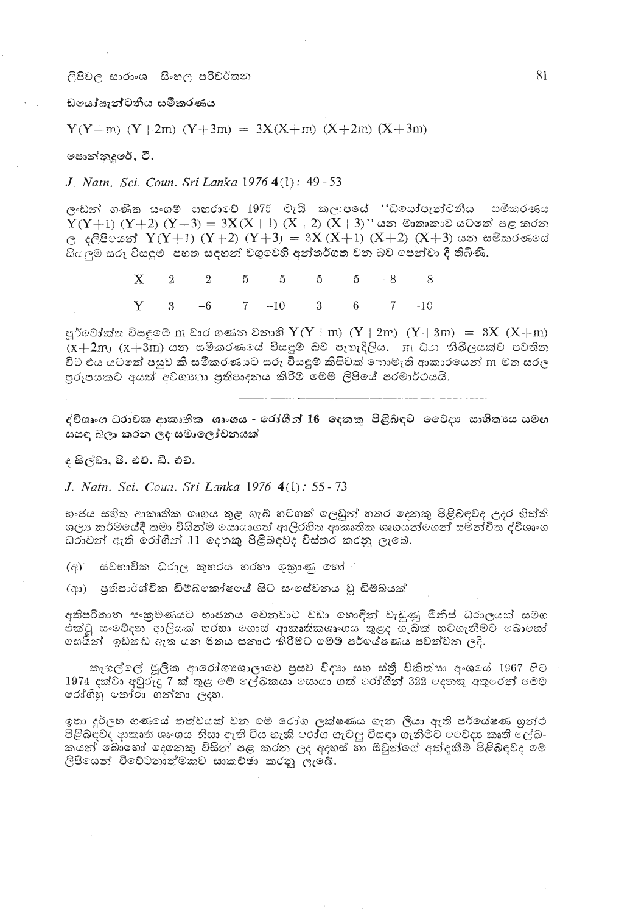## ඩයෝෆැන්ටනීය සමීකරණය

$$Y(Y+m)\ (Y+2m)\ (Y+3m) = 3X(X+m)\ (X+2m)\ (X+3m)$$

**පොන්නුදුරේ, ටී.**

*J. Natn. Sci. Coun. Sri Lanka* 1976 **4**(1): 49 - 53

ලංඩන් ගණිත සංගමේ සඟරාවේ 1975 මැයි කලාපයේ "ඩයෝෆැන්ටනීය සමීකරණය $Y(Y+1)\ (Y+2)\ (Y+3) = 3X(X+1)\ (X+2)\ (X+3)$" යන මාතෘකාව යටතේ පළ කරන ල දලිපියෙන් $Y(Y+1)\ (Y+2)\ (Y+3) = 3X\ (X+1)\ (X+2)\ (X+3)$ යන සමීකරණයේ සියලුම සරු විසඳුම් පහත සඳහන් වගුවෙහි අන්තර්ගත වන බව පෙන්වා දී තිබිණි.

| | | | | | | | | |
|---|---|---|---|---|---|---|---|---|
| X | 2 | 2 | 5 | 5 | –5 | –5 | –8 | –8 |
| Y | 3 | –6 | 7 | –10 | 3 | –6 | 7 | –10 |

පූර්වෝක්ත විසඳුමේ m වාර ගණන වනාහි $Y(Y+m)\ (Y+2m)\ (Y+3m) = 3X\ (X+m)\ (x+2m)\ (x+3m)$ යන සමීකරණයේ විසඳුම් බව පැහැදිලිය. m ධන නිඛිලයක්ව පවතින විට එය යටතේ පසුව කී සමීකරණයට සරු විසඳුම් කිසිවක් නොමැති ආකාරයෙන් m මත සරල ප්‍රරූපයකට අයත් අවශ්‍යතා ප්‍රතිපාදනය කිරීම මෙම ලිපියේ පරමාර්ථයයි.

---

## ද්විශෘංග ධරාවක ආකෘතික ශෘංගය - රෝගීන් 16 දෙනකු පිළිබඳව වෛද්‍ය සාහිත්‍යය සමඟ සසඳ බලා කරන ලද සමාලෝචනයක්

**ද සිල්වා, පී. එච්. ඩී. එච්.**

*J. Natn. Sci. Coun. Sri Lanka* 1976 **4**(1): 55 - 73

භංජය සහිත ආකෘතික ශෘගය තුළ ගැබ් හටගත් ලෙඩුන් හතර දෙනකු පිළිබඳවද උදර භිත්ති ශල්‍ය කර්මයේදී තමා විසින්ම සොයාගත් ආලිරහිත ආකෘතික ශෘගයන්ගෙන් සමන්විත ද්විශෘංග ධරාවන් ඇති රෝගීන් 11 දෙනකු පිළිබඳවද විස්තර කරනු ලැබේ.

(අ) ස්වභාවික ධරාල කුහරය හරහා ශුක්‍රාණු හෝ

(ආ) ප්‍රතිපාර්ශ්වික ඩිම්බකෝෂයේ සිට සංසේචනය වූ ඩිම්බයක්

අතිපරිනාන සංක්‍රමණයට භාජනය වෙනවාට වඩා හොඳින් වැඩුණු ශ්ලීෂ්ම ධරාලයක් සමග එක්වූ සංවේදන ආලියක් හරහා ගොස් ආකෘත්කශෘංගය තුළද ගැබක් හටගැනීමට බොහෝ සෙයින් ඉඩකඩ ඇත යන මතය සනාථ කිරීමට මෙම පර්යේෂණය පවත්වන ලදි.

කැසල්වේ මූලික ආරෝග්‍යශාලාවේ ප්‍රසව විද්‍යා සහ ස්ත්‍රී චිකිත්සා අංශයේ 1967 සිට 1974 දක්වා අවුරුදු 7 ක් තුළ මේ ලේඛකයා සොයා ගත් රෝගීන් 322 දෙනකු අතුරෙන් මෙම රෝගීහු තෝරා ගන්නා ලදහ.

ඉතා දුර්ලභ ගණයේ තත්වයක් වන මේ රෝග ලක්ෂණය ගැන ලියා ඇති පර්යේෂණ ග්‍රන්ථ පිළිබඳවද ආකෘත ශෘංගය නිසා ඇති විය හැකි රෝග ගැටලු විසඳා ගැනීමට වෛද්‍ය කෘති ලේඛකයන් බොහෝ දෙනෙකු විසින් පළ කරන ලද අදහස් හා ඔවුන්ගේ අත්දැකීම් පිළිබඳවද මේ ලිපියෙන් විවේචනාත්මකව සාකච්ඡා කරනු ලැබේ.